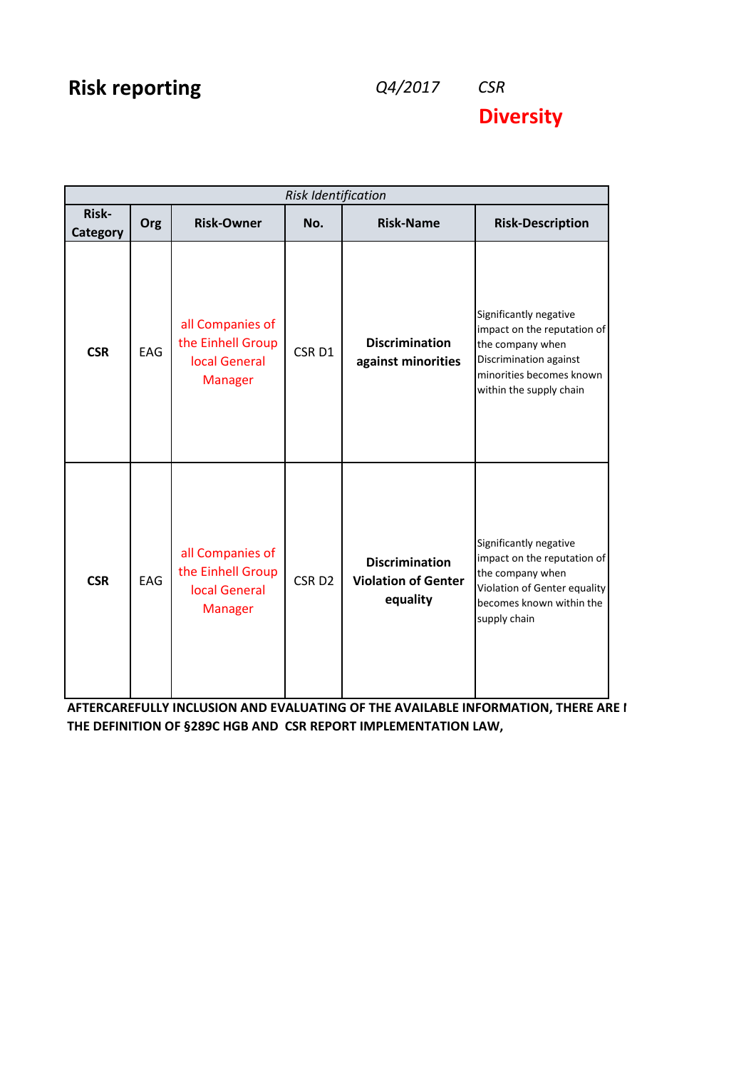# Risk reporting

*Q4/2017* *CSR*

## Diversity

| *Risk Identification* | | | | | |
|---|---|---|---|---|---|
| **Risk-Category** | **Org** | **Risk-Owner** | **No.** | **Risk-Name** | **Risk-Description** |
| **CSR** | EAG | all Companies of the Einhell Group local General Manager | CSR D1 | **Discrimination against minorities** | Significantly negative impact on the reputation of the company when Discrimination against minorities becomes known within the supply chain |
| **CSR** | EAG | all Companies of the Einhell Group local General Manager | CSR D2 | **Discrimination Violation of Genter equality** | Significantly negative impact on the reputation of the company when Violation of Genter equality becomes known within the supply chain |

**AFTERCAREFULLY INCLUSION AND EVALUATING OF THE AVAILABLE INFORMATION, THERE ARE I**
**THE DEFINITION OF §289C HGB AND CSR REPORT IMPLEMENTATION LAW,**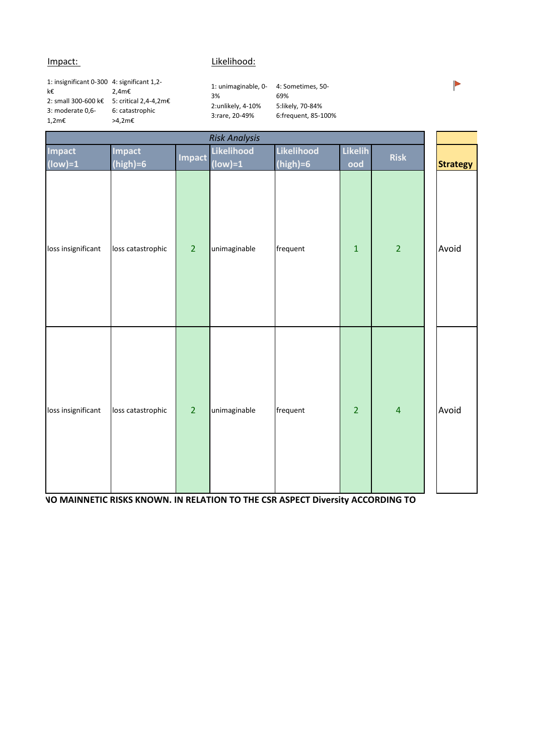Impact:

1: insignificant 0-300 k€
2: small 300-600 k€
3: moderate 0,6-1,2m€
4: significant 1,2-2,4m€
5: critical 2,4-4,2m€
6: catastrophic >4,2m€

Likelihood:

1: unimaginable, 0-3%
2:unlikely, 4-10%
3:rare, 20-49%
4: Sometimes, 50-69%
5:likely, 70-84%
6:frequent, 85-100%

| *Risk Analysis* | | | | | | | |
|---|---|---|---|---|---|---|---|
| Impact (low)=1 | Impact (high)=6 | Impact | Likelihood (low)=1 | Likelihood (high)=6 | Likelihood | Risk | **Strategy** |
| loss insignificant | loss catastrophic | 2 | unimaginable | frequent | 1 | 2 | Avoid |
| loss insignificant | loss catastrophic | 2 | unimaginable | frequent | 2 | 4 | Avoid |

**NO MAINNETIC RISKS KNOWN. IN RELATION TO THE CSR ASPECT Diversity ACCORDING TO**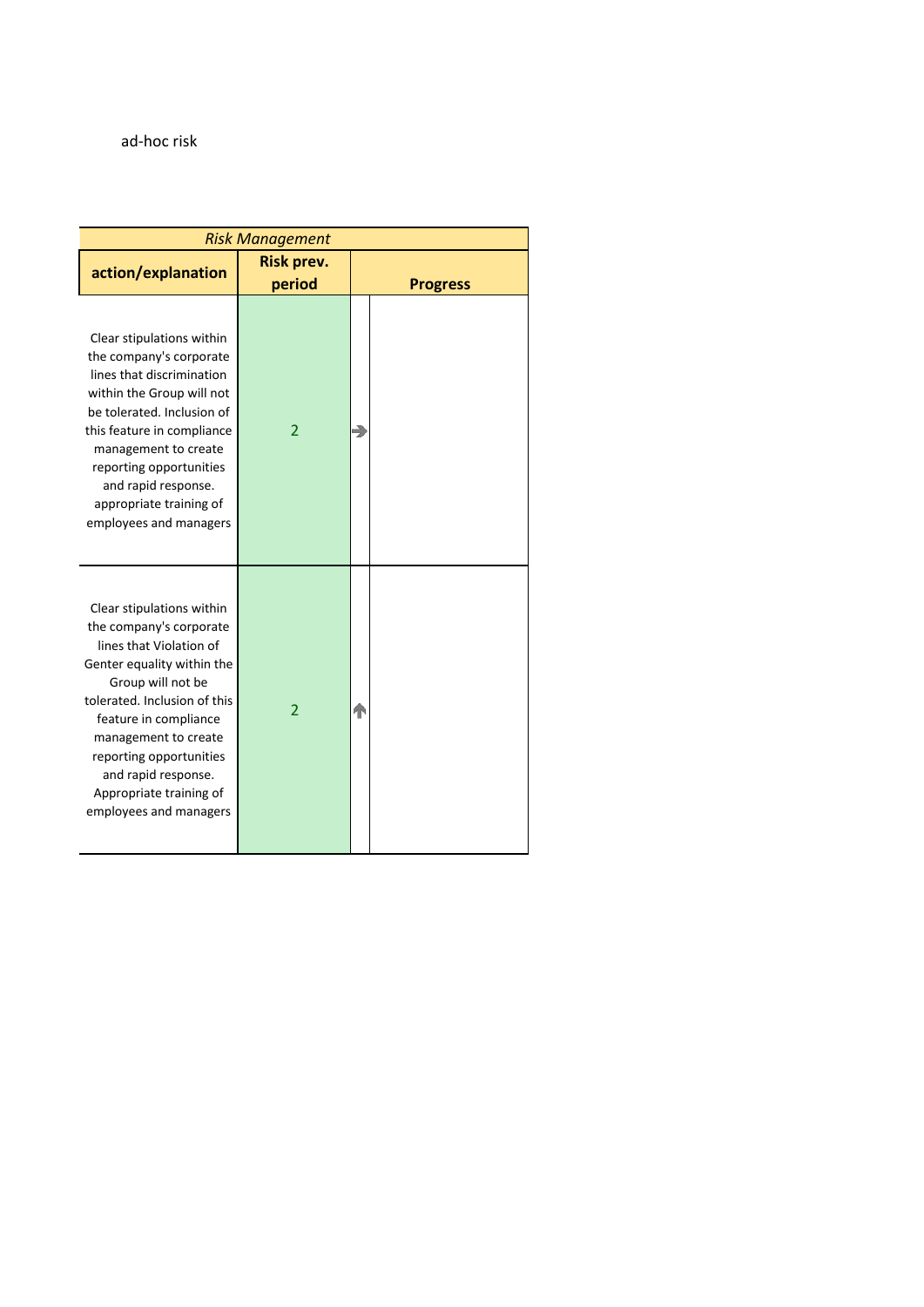ad-hoc risk

| Risk Management | | | |
|---|---|---|---|
| **action/explanation** | **Risk prev. period** | | **Progress** |
| Clear stipulations within the company's corporate lines that discrimination within the Group will not be tolerated. Inclusion of this feature in compliance management to create reporting opportunities and rapid response. appropriate training of employees and managers | 2 | ➔ | |
| Clear stipulations within the company's corporate lines that Violation of Genter equality within the Group will not be tolerated. Inclusion of this feature in compliance management to create reporting opportunities and rapid response. Appropriate training of employees and managers | 2 | 🡅 | |